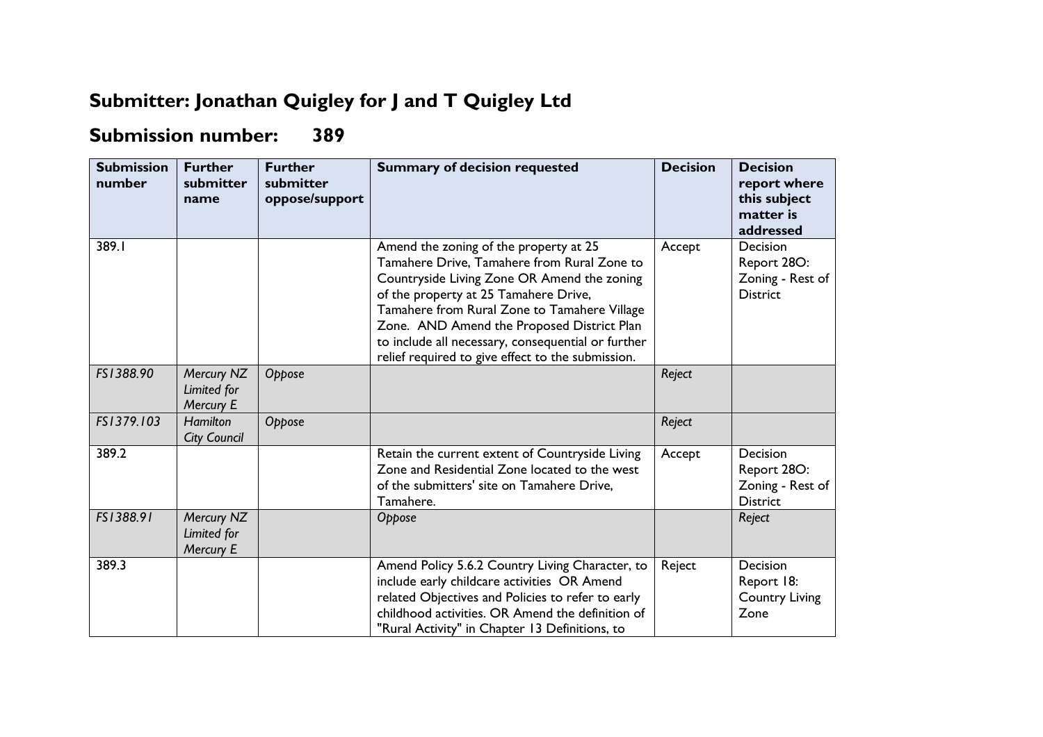## Submitter: Jonathan Quigley for J and T Quigley Ltd

## Submission number: 389

| Submission number | Further submitter name | Further submitter oppose/support | Summary of decision requested | Decision | Decision report where this subject matter is addressed |
|---|---|---|---|---|---|
| 389.1 | | | Amend the zoning of the property at 25 Tamahere Drive, Tamahere from Rural Zone to Countryside Living Zone OR Amend the zoning of the property at 25 Tamahere Drive, Tamahere from Rural Zone to Tamahere Village Zone. AND Amend the Proposed District Plan to include all necessary, consequential or further relief required to give effect to the submission. | Accept | Decision Report 28O: Zoning - Rest of District |
| *FS1388.90* | *Mercury NZ Limited for Mercury E* | *Oppose* | | *Reject* | |
| *FS1379.103* | *Hamilton City Council* | *Oppose* | | *Reject* | |
| 389.2 | | | Retain the current extent of Countryside Living Zone and Residential Zone located to the west of the submitters' site on Tamahere Drive, Tamahere. | Accept | Decision Report 28O: Zoning - Rest of District |
| *FS1388.91* | *Mercury NZ Limited for Mercury E* | | *Oppose* | | *Reject* |
| 389.3 | | | Amend Policy 5.6.2 Country Living Character, to include early childcare activities OR Amend related Objectives and Policies to refer to early childhood activities. OR Amend the definition of "Rural Activity" in Chapter 13 Definitions, to | Reject | Decision Report 18: Country Living Zone |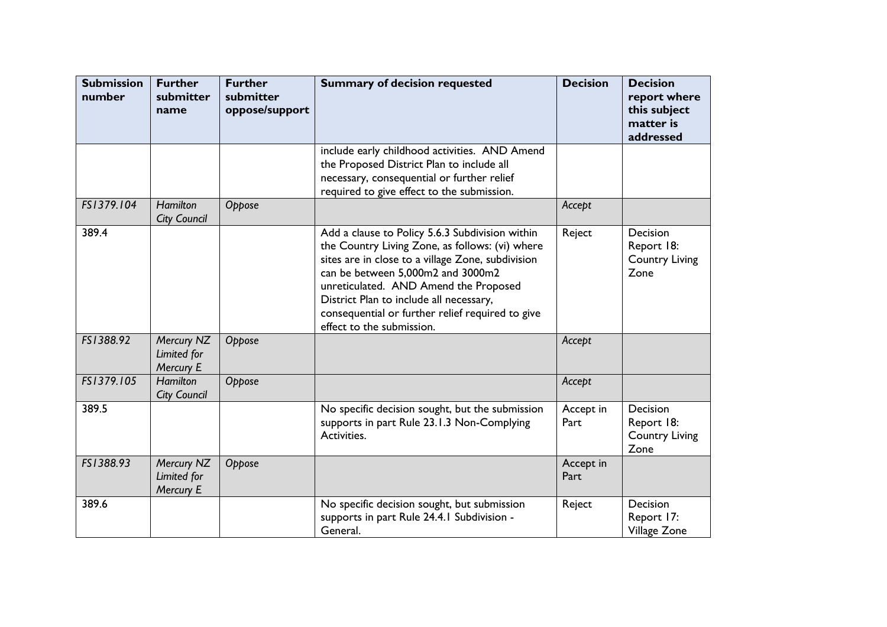| Submission number | Further submitter name | Further submitter oppose/support | Summary of decision requested | Decision | Decision report where this subject matter is addressed |
|---|---|---|---|---|---|
| | | | include early childhood activities. AND Amend the Proposed District Plan to include all necessary, consequential or further relief required to give effect to the submission. | | |
| *FS1379.104* | *Hamilton City Council* | *Oppose* | | *Accept* | |
| 389.4 | | | Add a clause to Policy 5.6.3 Subdivision within the Country Living Zone, as follows: (vi) where sites are in close to a village Zone, subdivision can be between 5,000m2 and 3000m2 unreticulated. AND Amend the Proposed District Plan to include all necessary, consequential or further relief required to give effect to the submission. | Reject | Decision Report 18: Country Living Zone |
| *FS1388.92* | *Mercury NZ Limited for Mercury E* | *Oppose* | | *Accept* | |
| *FS1379.105* | *Hamilton City Council* | *Oppose* | | *Accept* | |
| 389.5 | | | No specific decision sought, but the submission supports in part Rule 23.1.3 Non-Complying Activities. | Accept in Part | Decision Report 18: Country Living Zone |
| *FS1388.93* | *Mercury NZ Limited for Mercury E* | *Oppose* | | Accept in Part | |
| 389.6 | | | No specific decision sought, but submission supports in part Rule 24.4.1 Subdivision - General. | Reject | Decision Report 17: Village Zone |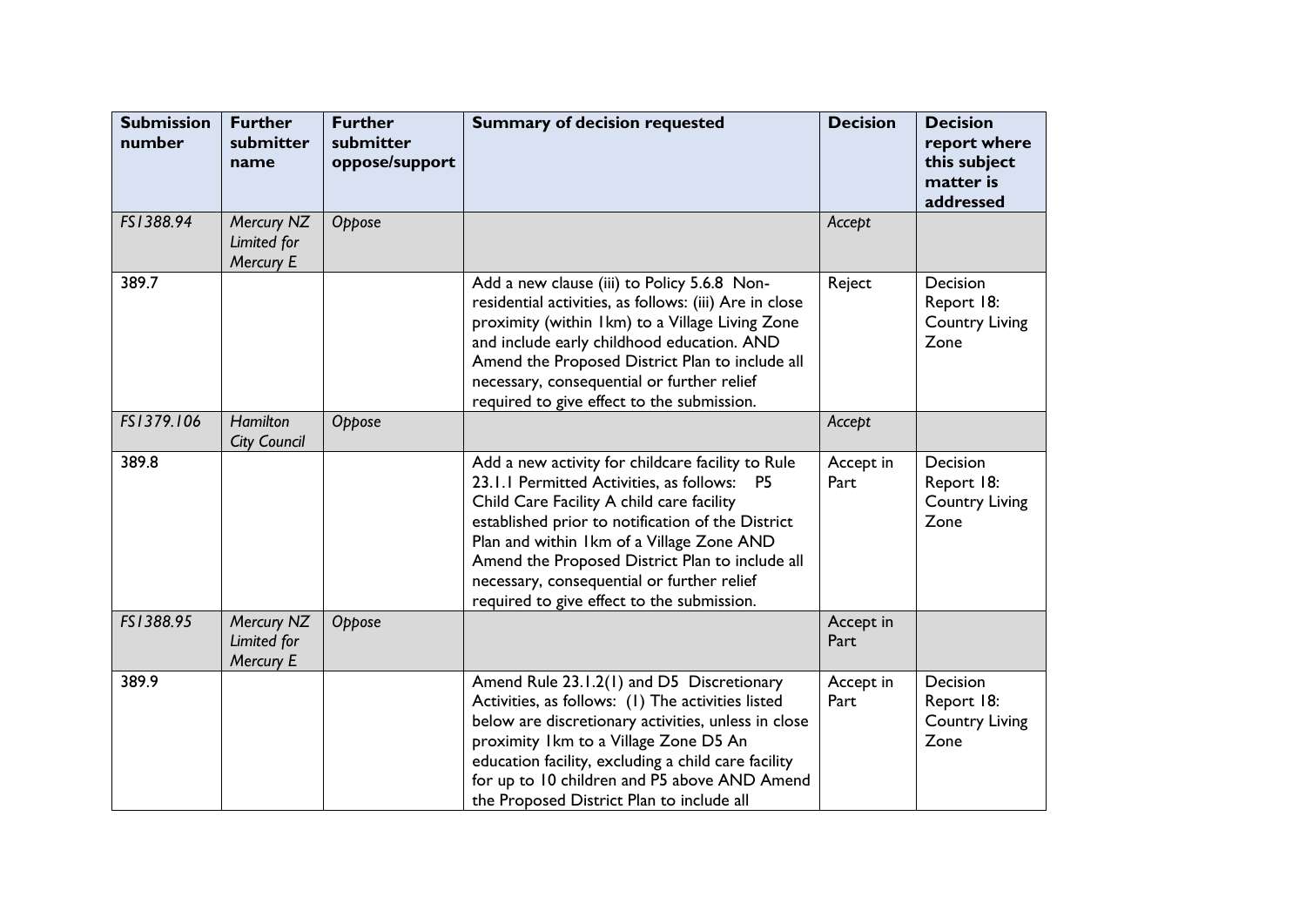| Submission number | Further submitter name | Further submitter oppose/support | Summary of decision requested | Decision | Decision report where this subject matter is addressed |
|---|---|---|---|---|---|
| *FS1388.94* | *Mercury NZ Limited for Mercury E* | *Oppose* | | *Accept* | |
| 389.7 | | | Add a new clause (iii) to Policy 5.6.8 Non-residential activities, as follows: (iii) Are in close proximity (within 1km) to a Village Living Zone and include early childhood education. AND Amend the Proposed District Plan to include all necessary, consequential or further relief required to give effect to the submission. | Reject | Decision Report 18: Country Living Zone |
| *FS1379.106* | *Hamilton City Council* | *Oppose* | | *Accept* | |
| 389.8 | | | Add a new activity for childcare facility to Rule 23.1.1 Permitted Activities, as follows: P5 Child Care Facility A child care facility established prior to notification of the District Plan and within 1km of a Village Zone AND Amend the Proposed District Plan to include all necessary, consequential or further relief required to give effect to the submission. | Accept in Part | Decision Report 18: Country Living Zone |
| *FS1388.95* | *Mercury NZ Limited for Mercury E* | *Oppose* | | *Accept in Part* | |
| 389.9 | | | Amend Rule 23.1.2(1) and D5 Discretionary Activities, as follows: (1) The activities listed below are discretionary activities, unless in close proximity 1km to a Village Zone D5 An education facility, excluding a child care facility for up to 10 children and P5 above AND Amend the Proposed District Plan to include all | Accept in Part | Decision Report 18: Country Living Zone |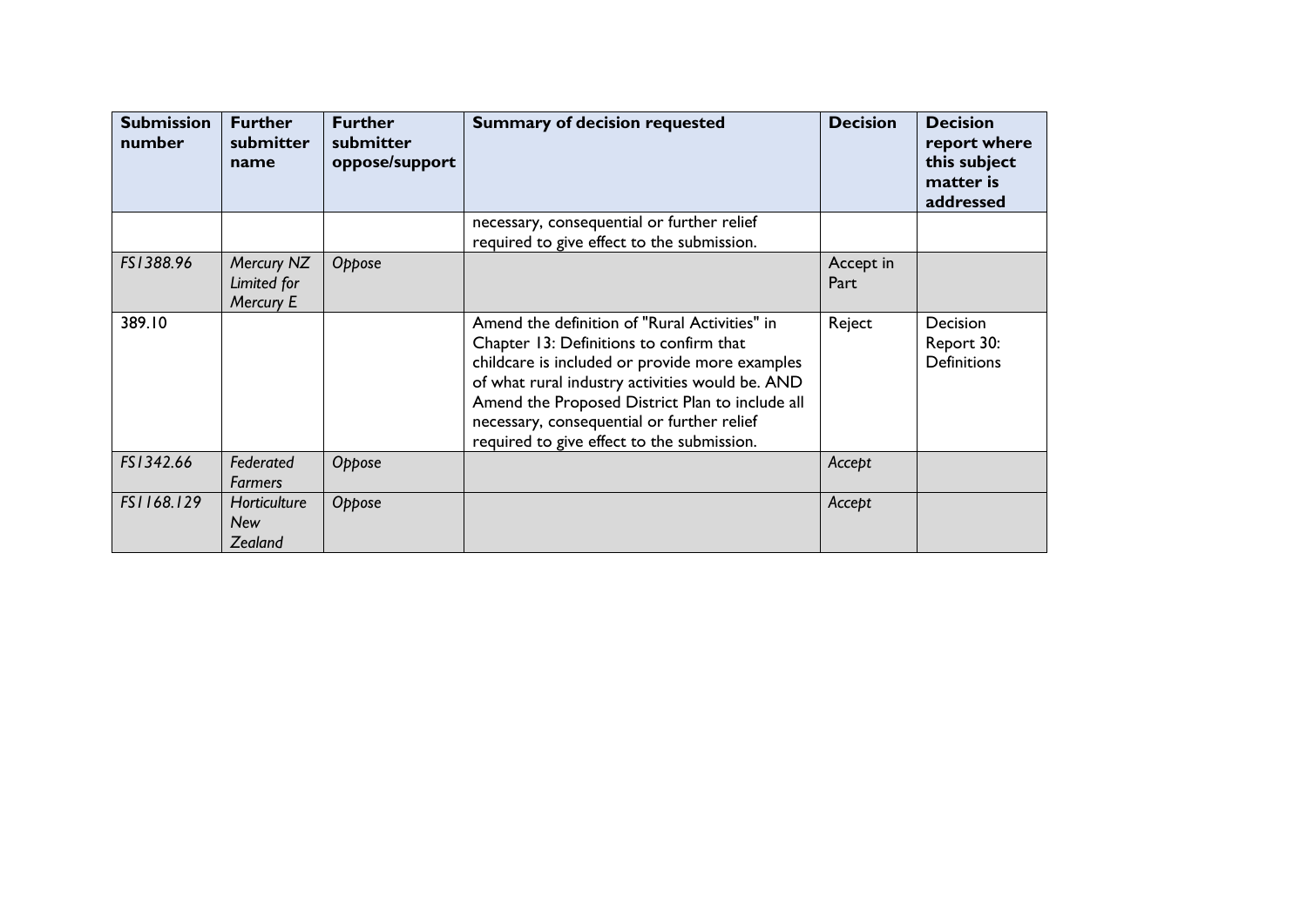| Submission number | Further submitter name | Further submitter oppose/support | Summary of decision requested | Decision | Decision report where this subject matter is addressed |
|---|---|---|---|---|---|
| | | | necessary, consequential or further relief required to give effect to the submission. | | |
| *FS1388.96* | *Mercury NZ Limited for Mercury E* | *Oppose* | | Accept in Part | |
| 389.10 | | | Amend the definition of "Rural Activities" in Chapter 13: Definitions to confirm that childcare is included or provide more examples of what rural industry activities would be. AND Amend the Proposed District Plan to include all necessary, consequential or further relief required to give effect to the submission. | Reject | Decision Report 30: Definitions |
| *FS1342.66* | *Federated Farmers* | *Oppose* | | *Accept* | |
| *FS1168.129* | *Horticulture New Zealand* | *Oppose* | | *Accept* | |